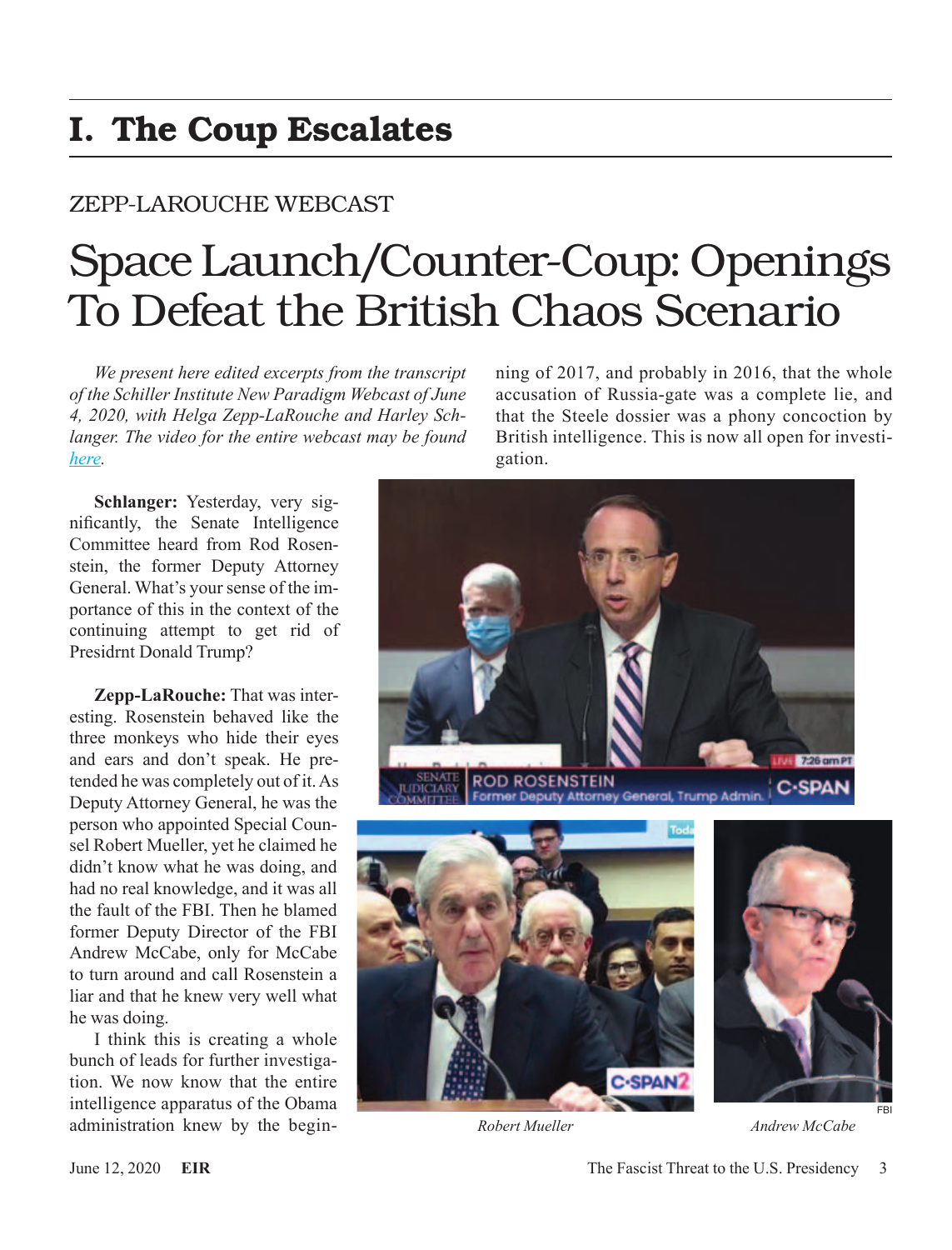# I. The Coup Escalates

ZEPP-LAROUCHE WEBCAST

## Space Launch/Counter-Coup: Openings To Defeat the British Chaos Scenario

*We present here edited excerpts from the transcript of the Schiller Institute New Paradigm Webcast of June 4, 2020, with Helga Zepp-LaRouche and Harley Schlanger. The video for the entire webcast may be found [here](here).*

**Schlanger:** Yesterday, very significantly, the Senate Intelligence Committee heard from Rod Rosenstein, the former Deputy Attorney General. What's your sense of the importance of this in the context of the continuing attempt to get rid of Presidrnt Donald Trump?

**Zepp-LaRouche:** That was interesting. Rosenstein behaved like the three monkeys who hide their eyes and ears and don't speak. He pretended he was completely out of it. As Deputy Attorney General, he was the person who appointed Special Counsel Robert Mueller, yet he claimed he didn't know what he was doing, and had no real knowledge, and it was all the fault of the FBI. Then he blamed former Deputy Director of the FBI Andrew McCabe, only for McCabe to turn around and call Rosenstein a liar and that he knew very well what he was doing.

I think this is creating a whole bunch of leads for further investigation. We now know that the entire intelligence apparatus of the Obama administration knew by the beginning of 2017, and probably in 2016, that the whole accusation of Russia-gate was a complete lie, and that the Steele dossier was a phony concoction by British intelligence. This is now all open for investigation.

Robert Mueller

FBI

Andrew McCabe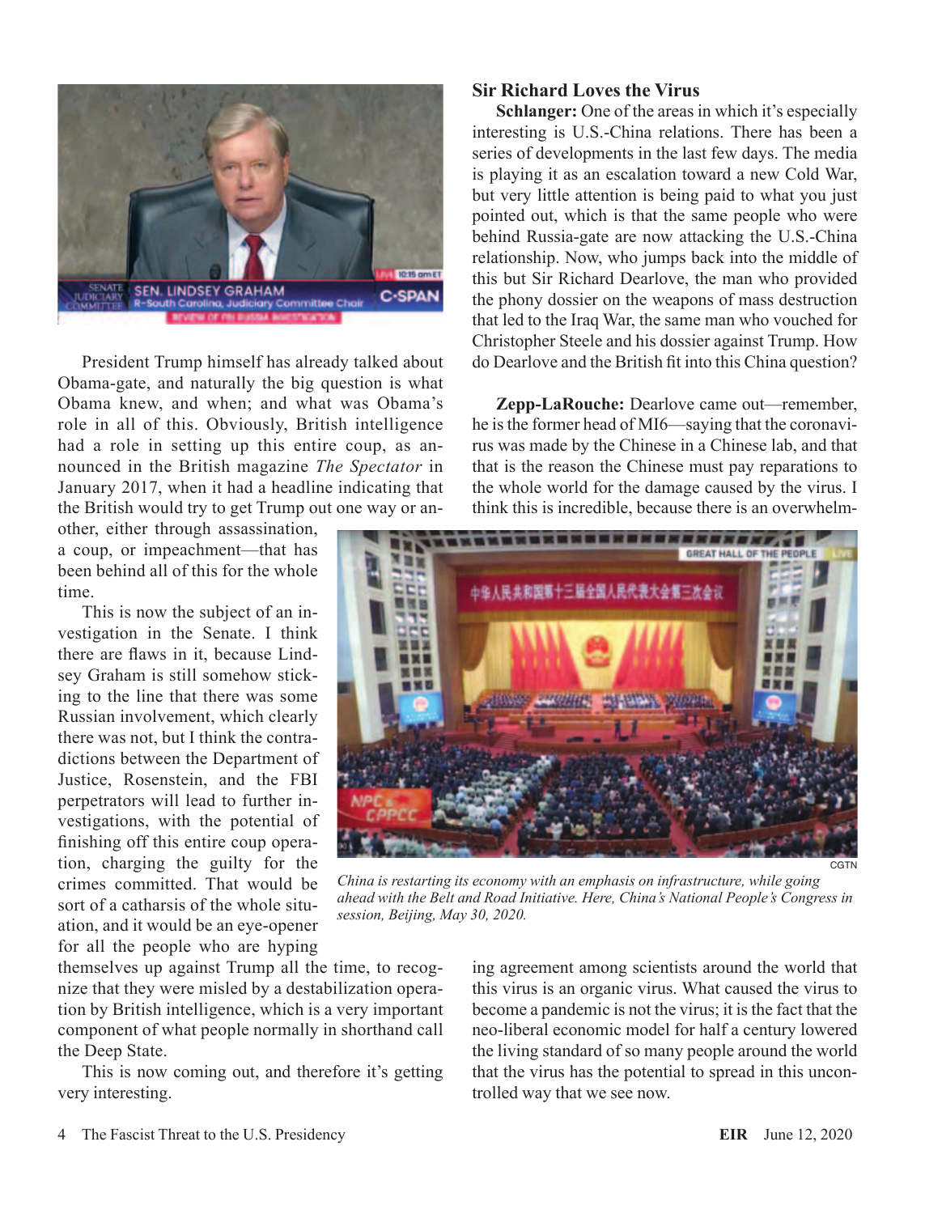President Trump himself has already talked about Obama-gate, and naturally the big question is what Obama knew, and when; and what was Obama's role in all of this. Obviously, British intelligence had a role in setting up this entire coup, as announced in the British magazine *The Spectator* in January 2017, when it had a headline indicating that the British would try to get Trump out one way or another, either through assassination, a coup, or impeachment—that has been behind all of this for the whole time.

This is now the subject of an investigation in the Senate. I think there are flaws in it, because Lindsey Graham is still somehow sticking to the line that there was some Russian involvement, which clearly there was not, but I think the contradictions between the Department of Justice, Rosenstein, and the FBI perpetrators will lead to further investigations, with the potential of finishing off this entire coup operation, charging the guilty for the crimes committed. That would be sort of a catharsis of the whole situation, and it would be an eye-opener for all the people who are hyping themselves up against Trump all the time, to recognize that they were misled by a destabilization operation by British intelligence, which is a very important component of what people normally in shorthand call the Deep State.

This is now coming out, and therefore it's getting very interesting.

### Sir Richard Loves the Virus

**Schlanger:** One of the areas in which it's especially interesting is U.S.-China relations. There has been a series of developments in the last few days. The media is playing it as an escalation toward a new Cold War, but very little attention is being paid to what you just pointed out, which is that the same people who were behind Russia-gate are now attacking the U.S.-China relationship. Now, who jumps back into the middle of this but Sir Richard Dearlove, the man who provided the phony dossier on the weapons of mass destruction that led to the Iraq War, the same man who vouched for Christopher Steele and his dossier against Trump. How do Dearlove and the British fit into this China question?

**Zepp-LaRouche:** Dearlove came out—remember, he is the former head of MI6—saying that the coronavirus was made by the Chinese in a Chinese lab, and that that is the reason the Chinese must pay reparations to the whole world for the damage caused by the virus. I think this is incredible, because there is an overwhelming agreement among scientists around the world that this virus is an organic virus. What caused the virus to become a pandemic is not the virus; it is the fact that the neo-liberal economic model for half a century lowered the living standard of so many people around the world that the virus has the potential to spread in this uncontrolled way that we see now.

CGTN

*China is restarting its economy with an emphasis on infrastructure, while going ahead with the Belt and Road Initiative. Here, China's National People's Congress in session, Beijing, May 30, 2020.*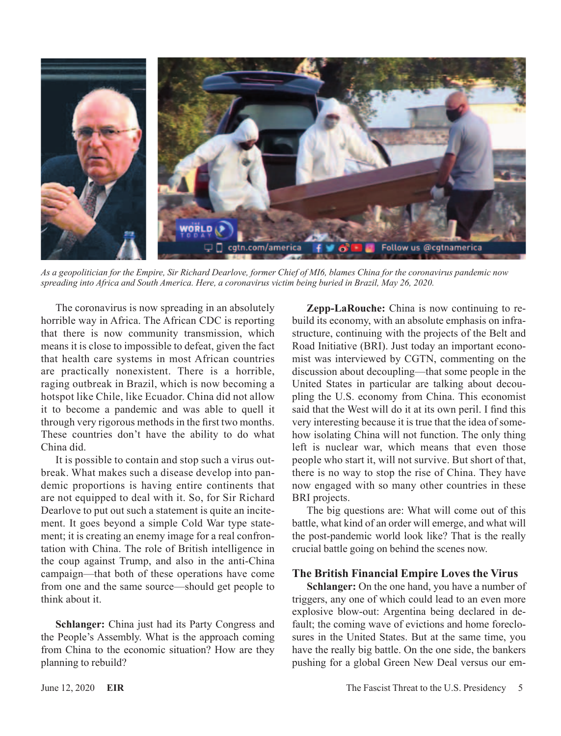*As a geopolitician for the Empire, Sir Richard Dearlove, former Chief of MI6, blames China for the coronavirus pandemic now spreading into Africa and South America. Here, a coronavirus victim being buried in Brazil, May 26, 2020.*

The coronavirus is now spreading in an absolutely horrible way in Africa. The African CDC is reporting that there is now community transmission, which means it is close to impossible to defeat, given the fact that health care systems in most African countries are practically nonexistent. There is a horrible, raging outbreak in Brazil, which is now becoming a hotspot like Chile, like Ecuador. China did not allow it to become a pandemic and was able to quell it through very rigorous methods in the first two months. These countries don't have the ability to do what China did.

It is possible to contain and stop such a virus outbreak. What makes such a disease develop into pandemic proportions is having entire continents that are not equipped to deal with it. So, for Sir Richard Dearlove to put out such a statement is quite an incitement. It goes beyond a simple Cold War type statement; it is creating an enemy image for a real confrontation with China. The role of British intelligence in the coup against Trump, and also in the anti-China campaign—that both of these operations have come from one and the same source—should get people to think about it.

**Schlanger:** China just had its Party Congress and the People's Assembly. What is the approach coming from China to the economic situation? How are they planning to rebuild?

**Zepp-LaRouche:** China is now continuing to rebuild its economy, with an absolute emphasis on infrastructure, continuing with the projects of the Belt and Road Initiative (BRI). Just today an important economist was interviewed by CGTN, commenting on the discussion about decoupling—that some people in the United States in particular are talking about decoupling the U.S. economy from China. This economist said that the West will do it at its own peril. I find this very interesting because it is true that the idea of somehow isolating China will not function. The only thing left is nuclear war, which means that even those people who start it, will not survive. But short of that, there is no way to stop the rise of China. They have now engaged with so many other countries in these BRI projects.

The big questions are: What will come out of this battle, what kind of an order will emerge, and what will the post-pandemic world look like? That is the really crucial battle going on behind the scenes now.

## The British Financial Empire Loves the Virus

**Schlanger:** On the one hand, you have a number of triggers, any one of which could lead to an even more explosive blow-out: Argentina being declared in default; the coming wave of evictions and home foreclosures in the United States. But at the same time, you have the really big battle. On the one side, the bankers pushing for a global Green New Deal versus our em-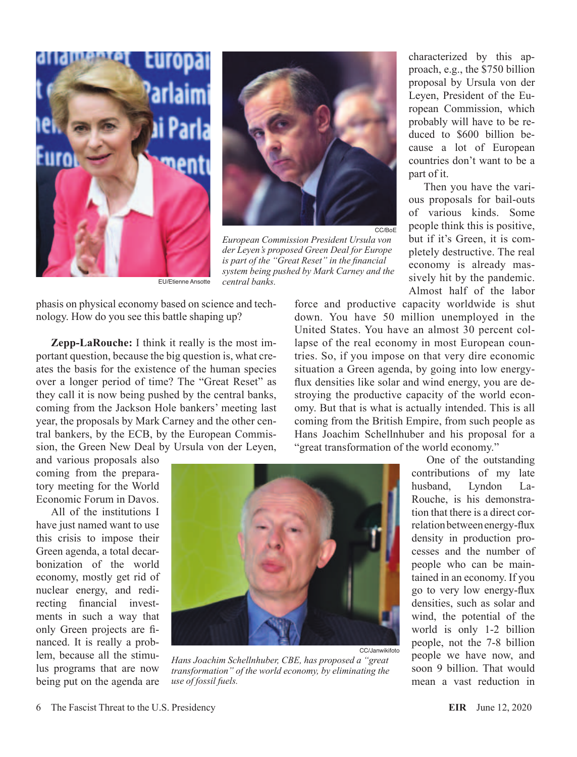*European Commission President Ursula von der Leyen's proposed Green Deal for Europe is part of the "Great Reset" in the financial system being pushed by Mark Carney and the central banks.*

phasis on physical economy based on science and technology. How do you see this battle shaping up?

**Zepp-LaRouche:** I think it really is the most important question, because the big question is, what creates the basis for the existence of the human species over a longer period of time? The "Great Reset" as they call it is now being pushed by the central banks, coming from the Jackson Hole bankers' meeting last year, the proposals by Mark Carney and the other central bankers, by the ECB, by the European Commission, the Green New Deal by Ursula von der Leyen, and various proposals also coming from the preparatory meeting for the World Economic Forum in Davos.

All of the institutions I have just named want to use this crisis to impose their Green agenda, a total decarbonization of the world economy, mostly get rid of nuclear energy, and redirecting financial investments in such a way that only Green projects are financed. It is really a problem, because all the stimulus programs that are now being put on the agenda are characterized by this approach, e.g., the $750 billion proposal by Ursula von der Leyen, President of the European Commission, which probably will have to be reduced to $600 billion because a lot of European countries don't want to be a part of it.

Then you have the various proposals for bail-outs of various kinds. Some people think this is positive, but if it's Green, it is completely destructive. The real economy is already massively hit by the pandemic. Almost half of the labor force and productive capacity worldwide is shut down. You have 50 million unemployed in the United States. You have an almost 30 percent collapse of the real economy in most European countries. So, if you impose on that very dire economic situation a Green agenda, by going into low energy-flux densities like solar and wind energy, you are destroying the productive capacity of the world economy. But that is what is actually intended. This is all coming from the British Empire, from such people as Hans Joachim Schellnhuber and his proposal for a "great transformation of the world economy."

*Hans Joachim Schellnhuber, CBE, has proposed a "great transformation" of the world economy, by eliminating the use of fossil fuels.*

One of the outstanding contributions of my late husband, Lyndon LaRouche, is his demonstration that there is a direct correlation between energy-flux density in production processes and the number of people who can be maintained in an economy. If you go to very low energy-flux densities, such as solar and wind, the potential of the world is only 1-2 billion people, not the 7-8 billion people we have now, and soon 9 billion. That would mean a vast reduction in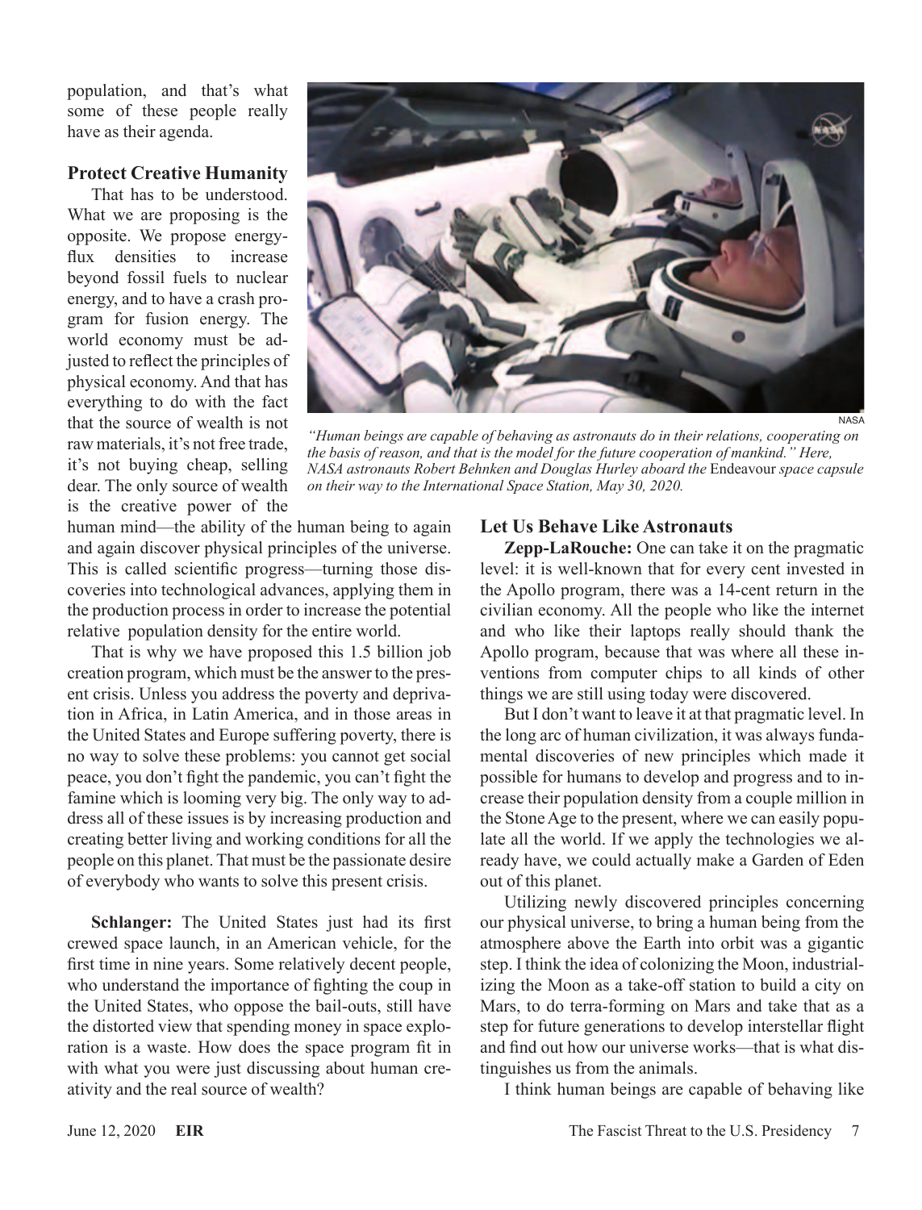population, and that's what some of these people really have as their agenda.

### Protect Creative Humanity

That has to be understood. What we are proposing is the opposite. We propose energy-flux densities to increase beyond fossil fuels to nuclear energy, and to have a crash program for fusion energy. The world economy must be adjusted to reflect the principles of physical economy. And that has everything to do with the fact that the source of wealth is not raw materials, it's not free trade, it's not buying cheap, selling dear. The only source of wealth is the creative power of the human mind—the ability of the human being to again and again discover physical principles of the universe. This is called scientific progress—turning those discoveries into technological advances, applying them in the production process in order to increase the potential relative population density for the entire world.

That is why we have proposed this 1.5 billion job creation program, which must be the answer to the present crisis. Unless you address the poverty and deprivation in Africa, in Latin America, and in those areas in the United States and Europe suffering poverty, there is no way to solve these problems: you cannot get social peace, you don't fight the pandemic, you can't fight the famine which is looming very big. The only way to address all of these issues is by increasing production and creating better living and working conditions for all the people on this planet. That must be the passionate desire of everybody who wants to solve this present crisis.

**Schlanger:** The United States just had its first crewed space launch, in an American vehicle, for the first time in nine years. Some relatively decent people, who understand the importance of fighting the coup in the United States, who oppose the bail-outs, still have the distorted view that spending money in space exploration is a waste. How does the space program fit in with what you were just discussing about human creativity and the real source of wealth?

NASA

*"Human beings are capable of behaving as astronauts do in their relations, cooperating on the basis of reason, and that is the model for the future cooperation of mankind." Here, NASA astronauts Robert Behnken and Douglas Hurley aboard the* Endeavour *space capsule on their way to the International Space Station, May 30, 2020.*

### Let Us Behave Like Astronauts

**Zepp-LaRouche:** One can take it on the pragmatic level: it is well-known that for every cent invested in the Apollo program, there was a 14-cent return in the civilian economy. All the people who like the internet and who like their laptops really should thank the Apollo program, because that was where all these inventions from computer chips to all kinds of other things we are still using today were discovered.

But I don't want to leave it at that pragmatic level. In the long arc of human civilization, it was always fundamental discoveries of new principles which made it possible for humans to develop and progress and to increase their population density from a couple million in the Stone Age to the present, where we can easily populate all the world. If we apply the technologies we already have, we could actually make a Garden of Eden out of this planet.

Utilizing newly discovered principles concerning our physical universe, to bring a human being from the atmosphere above the Earth into orbit was a gigantic step. I think the idea of colonizing the Moon, industrializing the Moon as a take-off station to build a city on Mars, to do terra-forming on Mars and take that as a step for future generations to develop interstellar flight and find out how our universe works—that is what distinguishes us from the animals.

I think human beings are capable of behaving like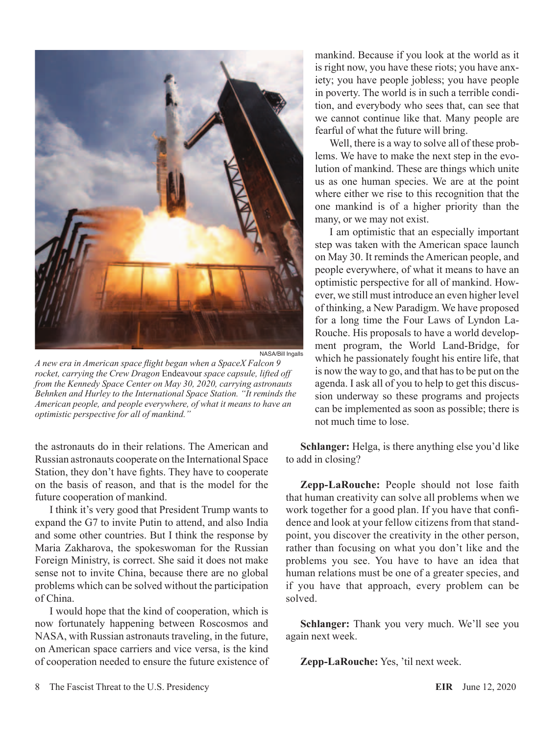NASA/Bill Ingalls

*A new era in American space flight began when a SpaceX Falcon 9 rocket, carrying the Crew Dragon* Endeavour *space capsule, lifted off from the Kennedy Space Center on May 30, 2020, carrying astronauts Behnken and Hurley to the International Space Station. "It reminds the American people, and people everywhere, of what it means to have an optimistic perspective for all of mankind."*

the astronauts do in their relations. The American and Russian astronauts cooperate on the International Space Station, they don't have fights. They have to cooperate on the basis of reason, and that is the model for the future cooperation of mankind.

I think it's very good that President Trump wants to expand the G7 to invite Putin to attend, and also India and some other countries. But I think the response by Maria Zakharova, the spokeswoman for the Russian Foreign Ministry, is correct. She said it does not make sense not to invite China, because there are no global problems which can be solved without the participation of China.

I would hope that the kind of cooperation, which is now fortunately happening between Roscosmos and NASA, with Russian astronauts traveling, in the future, on American space carriers and vice versa, is the kind of cooperation needed to ensure the future existence of mankind. Because if you look at the world as it is right now, you have these riots; you have anxiety; you have people jobless; you have people in poverty. The world is in such a terrible condition, and everybody who sees that, can see that we cannot continue like that. Many people are fearful of what the future will bring.

Well, there is a way to solve all of these problems. We have to make the next step in the evolution of mankind. These are things which unite us as one human species. We are at the point where either we rise to this recognition that the one mankind is of a higher priority than the many, or we may not exist.

I am optimistic that an especially important step was taken with the American space launch on May 30. It reminds the American people, and people everywhere, of what it means to have an optimistic perspective for all of mankind. However, we still must introduce an even higher level of thinking, a New Paradigm. We have proposed for a long time the Four Laws of Lyndon LaRouche. His proposals to have a world development program, the World Land-Bridge, for which he passionately fought his entire life, that is now the way to go, and that has to be put on the agenda. I ask all of you to help to get this discussion underway so these programs and projects can be implemented as soon as possible; there is not much time to lose.

**Schlanger:** Helga, is there anything else you'd like to add in closing?

**Zepp-LaRouche:** People should not lose faith that human creativity can solve all problems when we work together for a good plan. If you have that confidence and look at your fellow citizens from that standpoint, you discover the creativity in the other person, rather than focusing on what you don't like and the problems you see. You have to have an idea that human relations must be one of a greater species, and if you have that approach, every problem can be solved.

**Schlanger:** Thank you very much. We'll see you again next week.

**Zepp-LaRouche:** Yes, 'til next week.